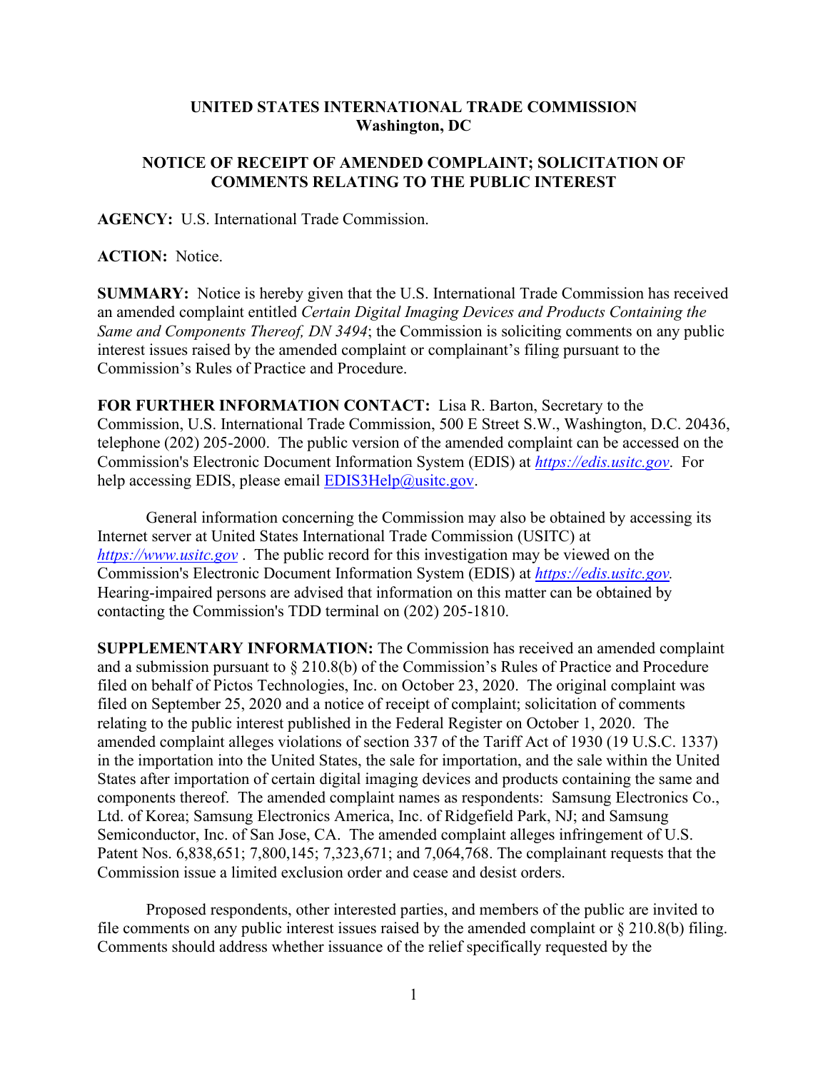# UNITED STATES INTERNATIONAL TRADE COMMISSION
## Washington, DC

## NOTICE OF RECEIPT OF AMENDED COMPLAINT; SOLICITATION OF COMMENTS RELATING TO THE PUBLIC INTEREST

**AGENCY:** U.S. International Trade Commission.

**ACTION:** Notice.

**SUMMARY:** Notice is hereby given that the U.S. International Trade Commission has received an amended complaint entitled *Certain Digital Imaging Devices and Products Containing the Same and Components Thereof, DN 3494*; the Commission is soliciting comments on any public interest issues raised by the amended complaint or complainant's filing pursuant to the Commission's Rules of Practice and Procedure.

**FOR FURTHER INFORMATION CONTACT:** Lisa R. Barton, Secretary to the Commission, U.S. International Trade Commission, 500 E Street S.W., Washington, D.C. 20436, telephone (202) 205-2000. The public version of the amended complaint can be accessed on the Commission's Electronic Document Information System (EDIS) at *https://edis.usitc.gov*. For help accessing EDIS, please email EDIS3Help@usitc.gov.

General information concerning the Commission may also be obtained by accessing its Internet server at United States International Trade Commission (USITC) at *https://www.usitc.gov* . The public record for this investigation may be viewed on the Commission's Electronic Document Information System (EDIS) at *https://edis.usitc.gov.* Hearing-impaired persons are advised that information on this matter can be obtained by contacting the Commission's TDD terminal on (202) 205-1810.

**SUPPLEMENTARY INFORMATION:** The Commission has received an amended complaint and a submission pursuant to § 210.8(b) of the Commission's Rules of Practice and Procedure filed on behalf of Pictos Technologies, Inc. on October 23, 2020. The original complaint was filed on September 25, 2020 and a notice of receipt of complaint; solicitation of comments relating to the public interest published in the Federal Register on October 1, 2020. The amended complaint alleges violations of section 337 of the Tariff Act of 1930 (19 U.S.C. 1337) in the importation into the United States, the sale for importation, and the sale within the United States after importation of certain digital imaging devices and products containing the same and components thereof. The amended complaint names as respondents: Samsung Electronics Co., Ltd. of Korea; Samsung Electronics America, Inc. of Ridgefield Park, NJ; and Samsung Semiconductor, Inc. of San Jose, CA. The amended complaint alleges infringement of U.S. Patent Nos. 6,838,651; 7,800,145; 7,323,671; and 7,064,768. The complainant requests that the Commission issue a limited exclusion order and cease and desist orders.

Proposed respondents, other interested parties, and members of the public are invited to file comments on any public interest issues raised by the amended complaint or § 210.8(b) filing. Comments should address whether issuance of the relief specifically requested by the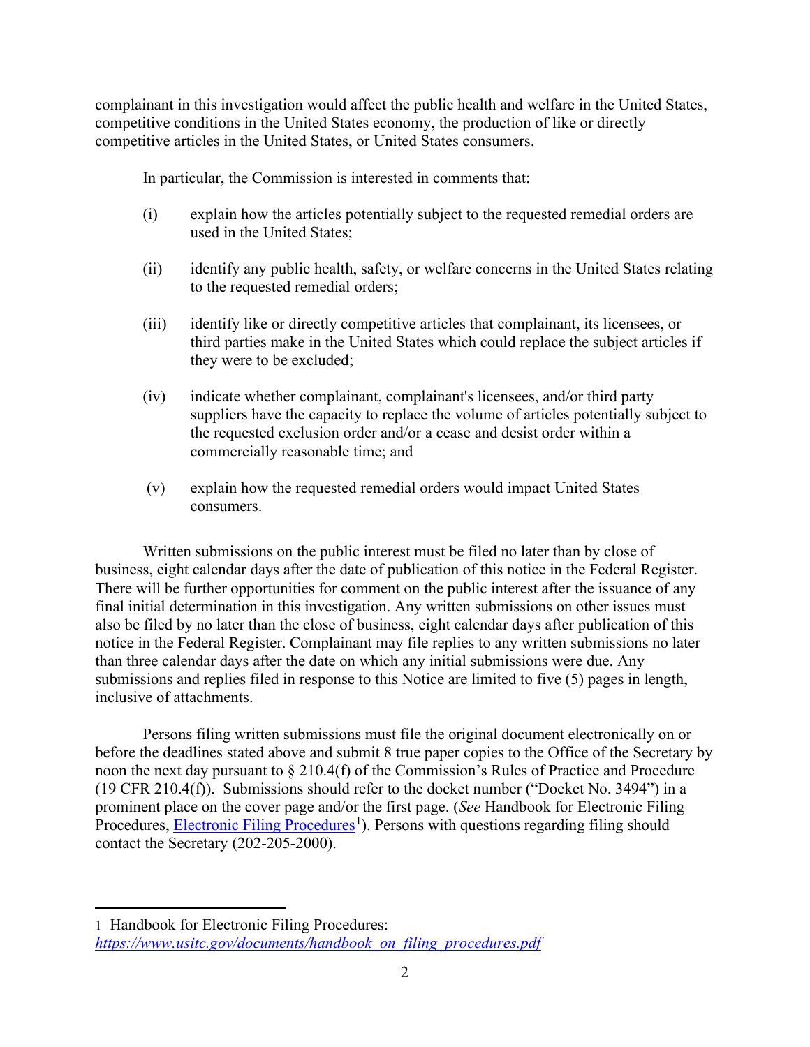complainant in this investigation would affect the public health and welfare in the United States, competitive conditions in the United States economy, the production of like or directly competitive articles in the United States, or United States consumers.

In particular, the Commission is interested in comments that:

(i) explain how the articles potentially subject to the requested remedial orders are used in the United States;

(ii) identify any public health, safety, or welfare concerns in the United States relating to the requested remedial orders;

(iii) identify like or directly competitive articles that complainant, its licensees, or third parties make in the United States which could replace the subject articles if they were to be excluded;

(iv) indicate whether complainant, complainant's licensees, and/or third party suppliers have the capacity to replace the volume of articles potentially subject to the requested exclusion order and/or a cease and desist order within a commercially reasonable time; and

(v) explain how the requested remedial orders would impact United States consumers.

Written submissions on the public interest must be filed no later than by close of business, eight calendar days after the date of publication of this notice in the Federal Register. There will be further opportunities for comment on the public interest after the issuance of any final initial determination in this investigation. Any written submissions on other issues must also be filed by no later than the close of business, eight calendar days after publication of this notice in the Federal Register. Complainant may file replies to any written submissions no later than three calendar days after the date on which any initial submissions were due. Any submissions and replies filed in response to this Notice are limited to five (5) pages in length, inclusive of attachments.

Persons filing written submissions must file the original document electronically on or before the deadlines stated above and submit 8 true paper copies to the Office of the Secretary by noon the next day pursuant to § 210.4(f) of the Commission's Rules of Practice and Procedure (19 CFR 210.4(f)). Submissions should refer to the docket number ("Docket No. 3494") in a prominent place on the cover page and/or the first page. (*See* Handbook for Electronic Filing Procedures, Electronic Filing Procedures[1]). Persons with questions regarding filing should contact the Secretary (202-205-2000).

---

1 Handbook for Electronic Filing Procedures: *https://www.usitc.gov/documents/handbook_on_filing_procedures.pdf*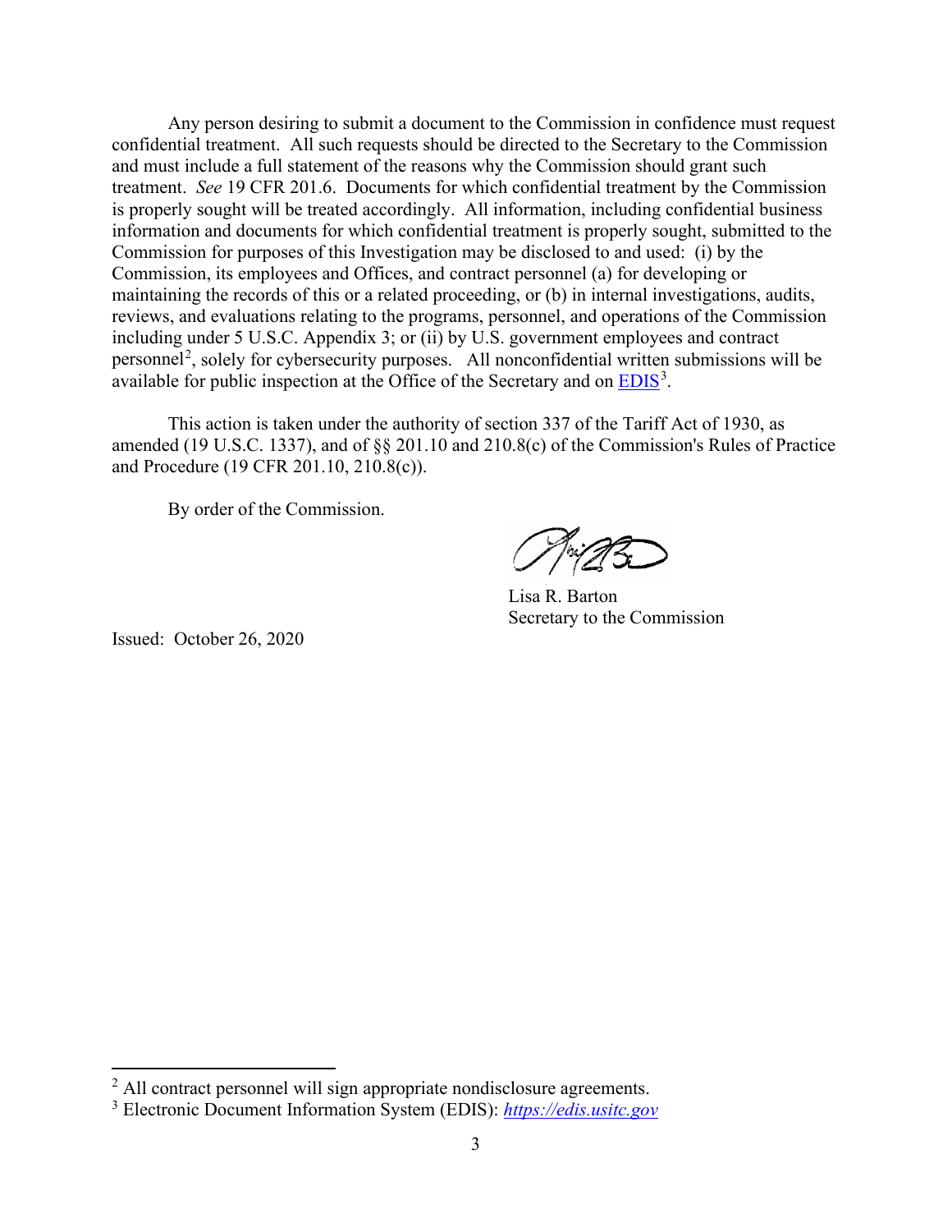Any person desiring to submit a document to the Commission in confidence must request confidential treatment. All such requests should be directed to the Secretary to the Commission and must include a full statement of the reasons why the Commission should grant such treatment. *See* 19 CFR 201.6. Documents for which confidential treatment by the Commission is properly sought will be treated accordingly. All information, including confidential business information and documents for which confidential treatment is properly sought, submitted to the Commission for purposes of this Investigation may be disclosed to and used: (i) by the Commission, its employees and Offices, and contract personnel (a) for developing or maintaining the records of this or a related proceeding, or (b) in internal investigations, audits, reviews, and evaluations relating to the programs, personnel, and operations of the Commission including under 5 U.S.C. Appendix 3; or (ii) by U.S. government employees and contract personnel[2], solely for cybersecurity purposes. All nonconfidential written submissions will be available for public inspection at the Office of the Secretary and on EDIS[3].

This action is taken under the authority of section 337 of the Tariff Act of 1930, as amended (19 U.S.C. 1337), and of §§ 201.10 and 210.8(c) of the Commission's Rules of Practice and Procedure (19 CFR 201.10, 210.8(c)).

By order of the Commission.

Lisa R. Barton
Secretary to the Commission

Issued: October 26, 2020

[2] All contract personnel will sign appropriate nondisclosure agreements.

[3] Electronic Document Information System (EDIS): *https://edis.usitc.gov*